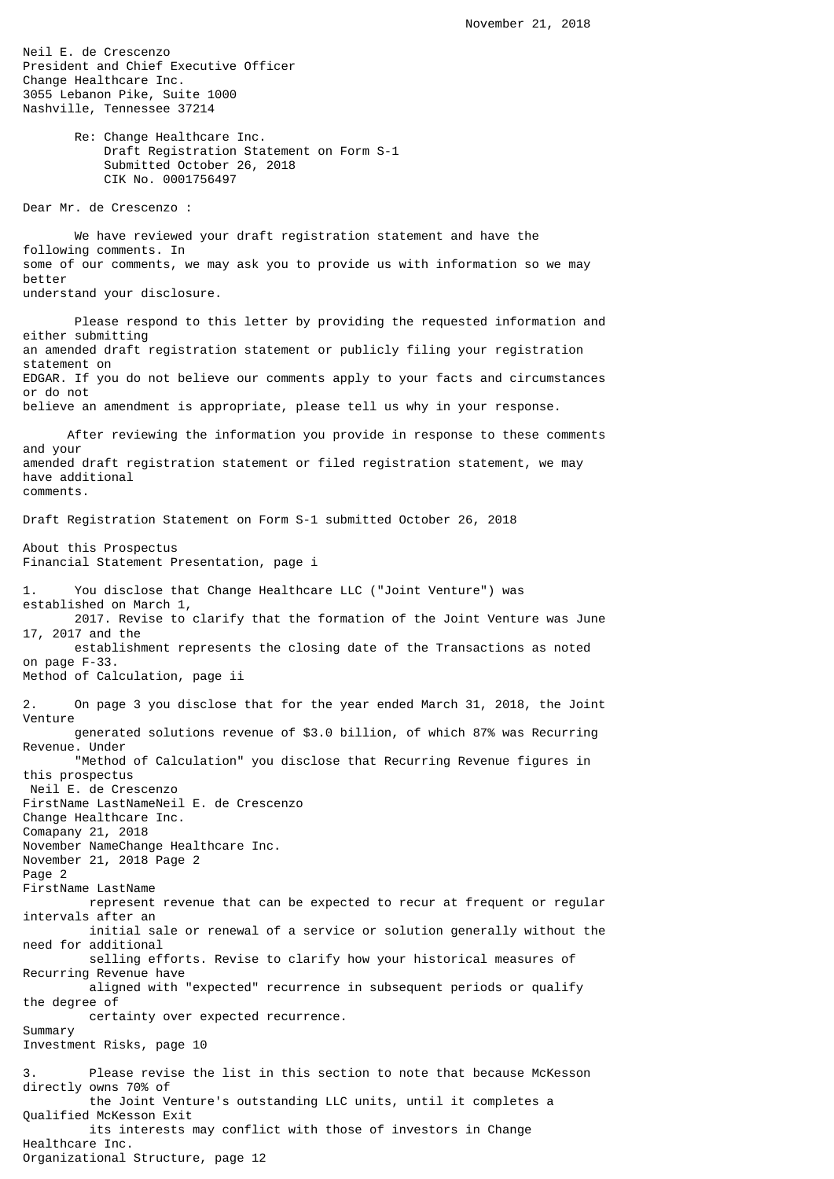November 21, 2018

Neil E. de Crescenzo
President and Chief Executive Officer
Change Healthcare Inc.
3055 Lebanon Pike, Suite 1000
Nashville, Tennessee 37214

Re: Change Healthcare Inc.
Draft Registration Statement on Form S-1
Submitted October 26, 2018
CIK No. 0001756497

Dear Mr. de Crescenzo :

We have reviewed your draft registration statement and have the following comments. In some of our comments, we may ask you to provide us with information so we may better understand your disclosure.

Please respond to this letter by providing the requested information and either submitting an amended draft registration statement or publicly filing your registration statement on EDGAR. If you do not believe our comments apply to your facts and circumstances or do not believe an amendment is appropriate, please tell us why in your response.

After reviewing the information you provide in response to these comments and your amended draft registration statement or filed registration statement, we may have additional comments.

Draft Registration Statement on Form S-1 submitted October 26, 2018

About this Prospectus
Financial Statement Presentation, page i

1. You disclose that Change Healthcare LLC ("Joint Venture") was established on March 1, 2017. Revise to clarify that the formation of the Joint Venture was June 17, 2017 and the establishment represents the closing date of the Transactions as noted on page F-33.

Method of Calculation, page ii

2. On page 3 you disclose that for the year ended March 31, 2018, the Joint Venture generated solutions revenue of $3.0 billion, of which 87% was Recurring Revenue. Under "Method of Calculation" you disclose that Recurring Revenue figures in this prospectus represent revenue that can be expected to recur at frequent or regular intervals after an initial sale or renewal of a service or solution generally without the need for additional selling efforts. Revise to clarify how your historical measures of Recurring Revenue have aligned with "expected" recurrence in subsequent periods or qualify the degree of certainty over expected recurrence.

Summary
Investment Risks, page 10

3. Please revise the list in this section to note that because McKesson directly owns 70% of the Joint Venture's outstanding LLC units, until it completes a Qualified McKesson Exit its interests may conflict with those of investors in Change Healthcare Inc.

Organizational Structure, page 12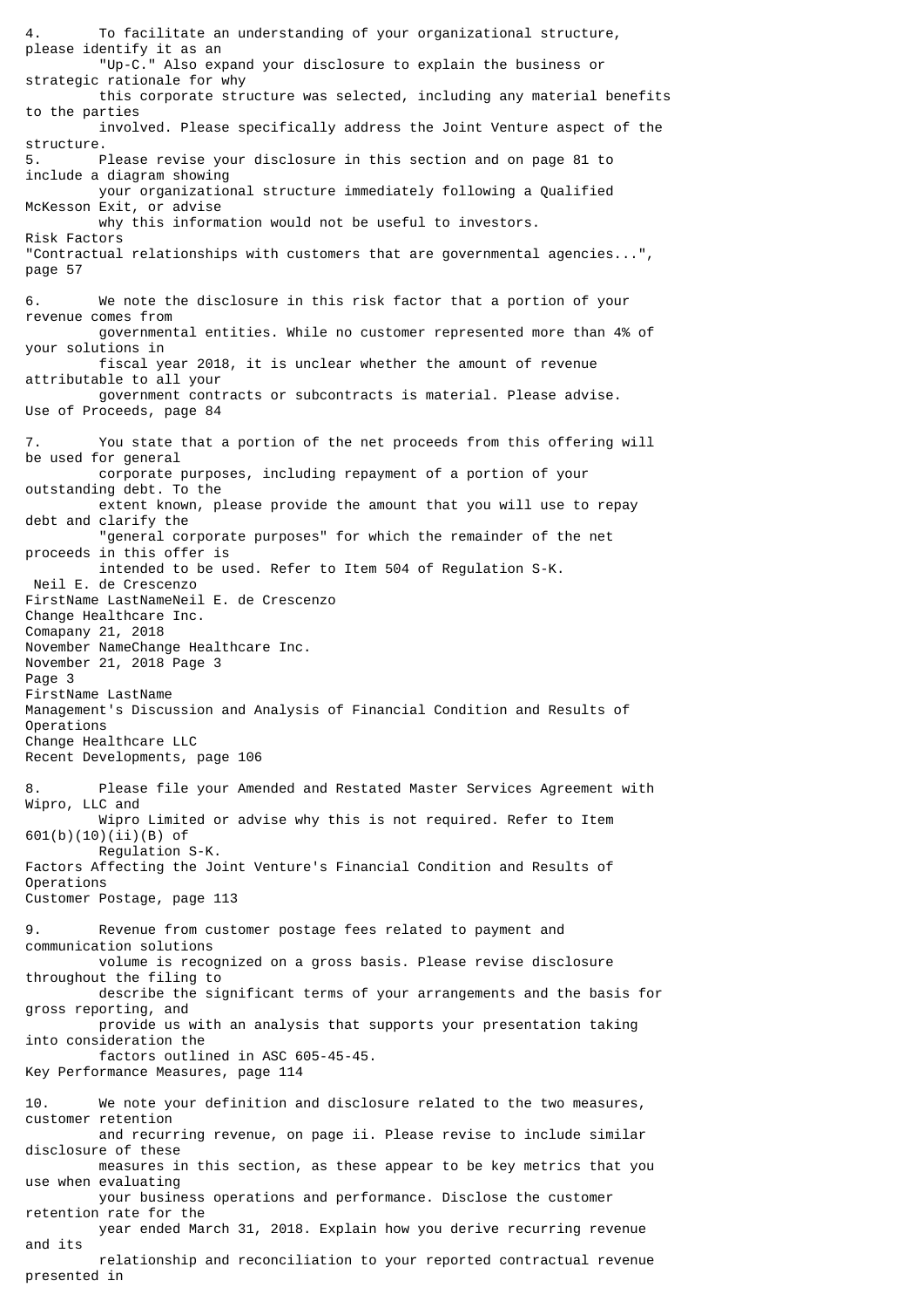4. To facilitate an understanding of your organizational structure, please identify it as an "Up-C." Also expand your disclosure to explain the business or strategic rationale for why this corporate structure was selected, including any material benefits to the parties involved. Please specifically address the Joint Venture aspect of the structure.

5. Please revise your disclosure in this section and on page 81 to include a diagram showing your organizational structure immediately following a Qualified McKesson Exit, or advise why this information would not be useful to investors.

Risk Factors
"Contractual relationships with customers that are governmental agencies...", page 57

6. We note the disclosure in this risk factor that a portion of your revenue comes from governmental entities. While no customer represented more than 4% of your solutions in fiscal year 2018, it is unclear whether the amount of revenue attributable to all your government contracts or subcontracts is material. Please advise.

Use of Proceeds, page 84

7. You state that a portion of the net proceeds from this offering will be used for general corporate purposes, including repayment of a portion of your outstanding debt. To the extent known, please provide the amount that you will use to repay debt and clarify the "general corporate purposes" for which the remainder of the net proceeds in this offer is intended to be used. Refer to Item 504 of Regulation S-K.

Neil E. de Crescenzo
Change Healthcare Inc.
November 21, 2018
Page 3

Management's Discussion and Analysis of Financial Condition and Results of Operations
Change Healthcare LLC
Recent Developments, page 106

8. Please file your Amended and Restated Master Services Agreement with Wipro, LLC and Wipro Limited or advise why this is not required. Refer to Item 601(b)(10)(ii)(B) of Regulation S-K.

Factors Affecting the Joint Venture's Financial Condition and Results of Operations
Customer Postage, page 113

9. Revenue from customer postage fees related to payment and communication solutions volume is recognized on a gross basis. Please revise disclosure throughout the filing to describe the significant terms of your arrangements and the basis for gross reporting, and provide us with an analysis that supports your presentation taking into consideration the factors outlined in ASC 605-45-45.

Key Performance Measures, page 114

10. We note your definition and disclosure related to the two measures, customer retention and recurring revenue, on page ii. Please revise to include similar disclosure of these measures in this section, as these appear to be key metrics that you use when evaluating your business operations and performance. Disclose the customer retention rate for the year ended March 31, 2018. Explain how you derive recurring revenue and its relationship and reconciliation to your reported contractual revenue presented in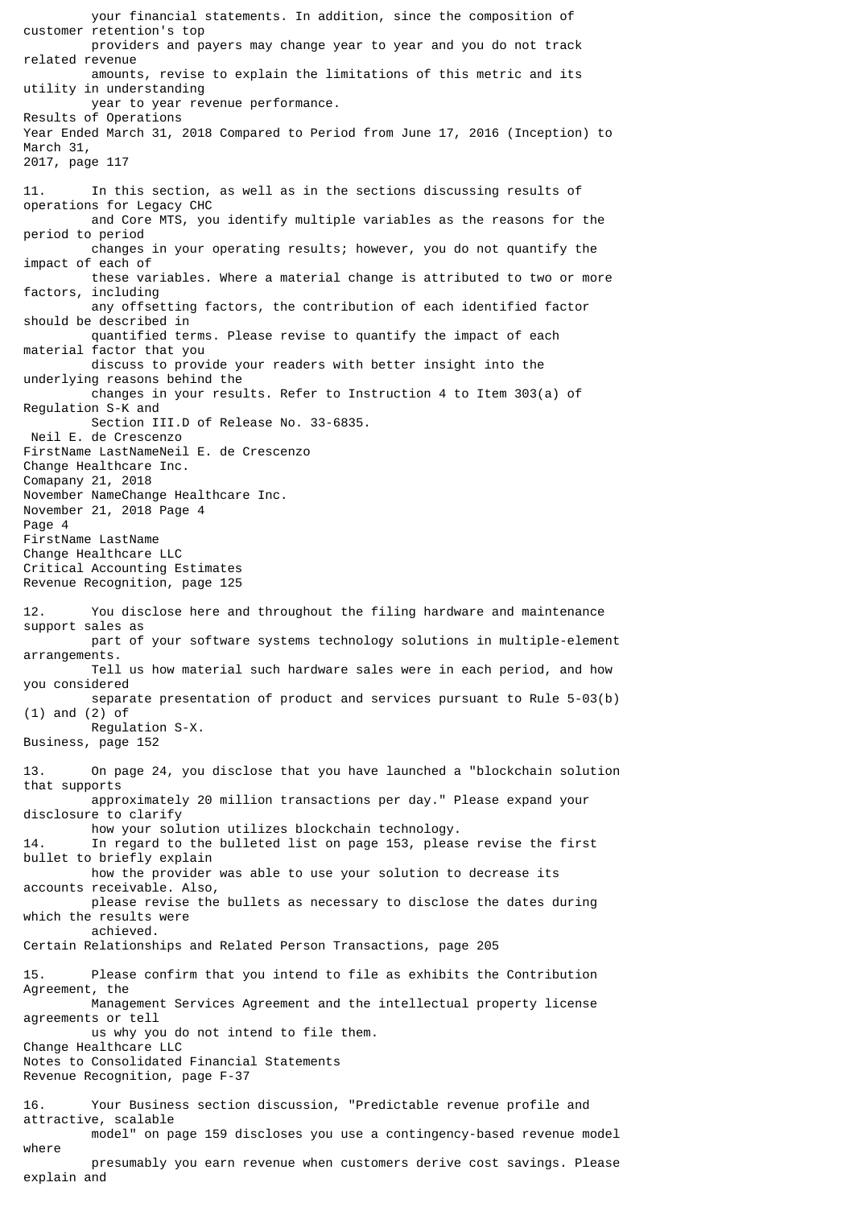your financial statements. In addition, since the composition of customer retention's top providers and payers may change year to year and you do not track related revenue amounts, revise to explain the limitations of this metric and its utility in understanding year to year revenue performance.

Results of Operations

Year Ended March 31, 2018 Compared to Period from June 17, 2016 (Inception) to March 31, 2017, page 117

11. In this section, as well as in the sections discussing results of operations for Legacy CHC and Core MTS, you identify multiple variables as the reasons for the period to period changes in your operating results; however, you do not quantify the impact of each of these variables. Where a material change is attributed to two or more factors, including any offsetting factors, the contribution of each identified factor should be described in quantified terms. Please revise to quantify the impact of each material factor that you discuss to provide your readers with better insight into the underlying reasons behind the changes in your results. Refer to Instruction 4 to Item 303(a) of Regulation S-K and Section III.D of Release No. 33-6835.

Change Healthcare LLC

Critical Accounting Estimates

Revenue Recognition, page 125

12. You disclose here and throughout the filing hardware and maintenance support sales as part of your software systems technology solutions in multiple-element arrangements. Tell us how material such hardware sales were in each period, and how you considered separate presentation of product and services pursuant to Rule 5-03(b)(1) and (2) of Regulation S-X.

Business, page 152

13. On page 24, you disclose that you have launched a "blockchain solution that supports approximately 20 million transactions per day." Please expand your disclosure to clarify how your solution utilizes blockchain technology.

14. In regard to the bulleted list on page 153, please revise the first bullet to briefly explain how the provider was able to use your solution to decrease its accounts receivable. Also, please revise the bullets as necessary to disclose the dates during which the results were achieved.

Certain Relationships and Related Person Transactions, page 205

15. Please confirm that you intend to file as exhibits the Contribution Agreement, the Management Services Agreement and the intellectual property license agreements or tell us why you do not intend to file them.

Change Healthcare LLC

Notes to Consolidated Financial Statements

Revenue Recognition, page F-37

16. Your Business section discussion, "Predictable revenue profile and attractive, scalable model" on page 159 discloses you use a contingency-based revenue model where presumably you earn revenue when customers derive cost savings. Please explain and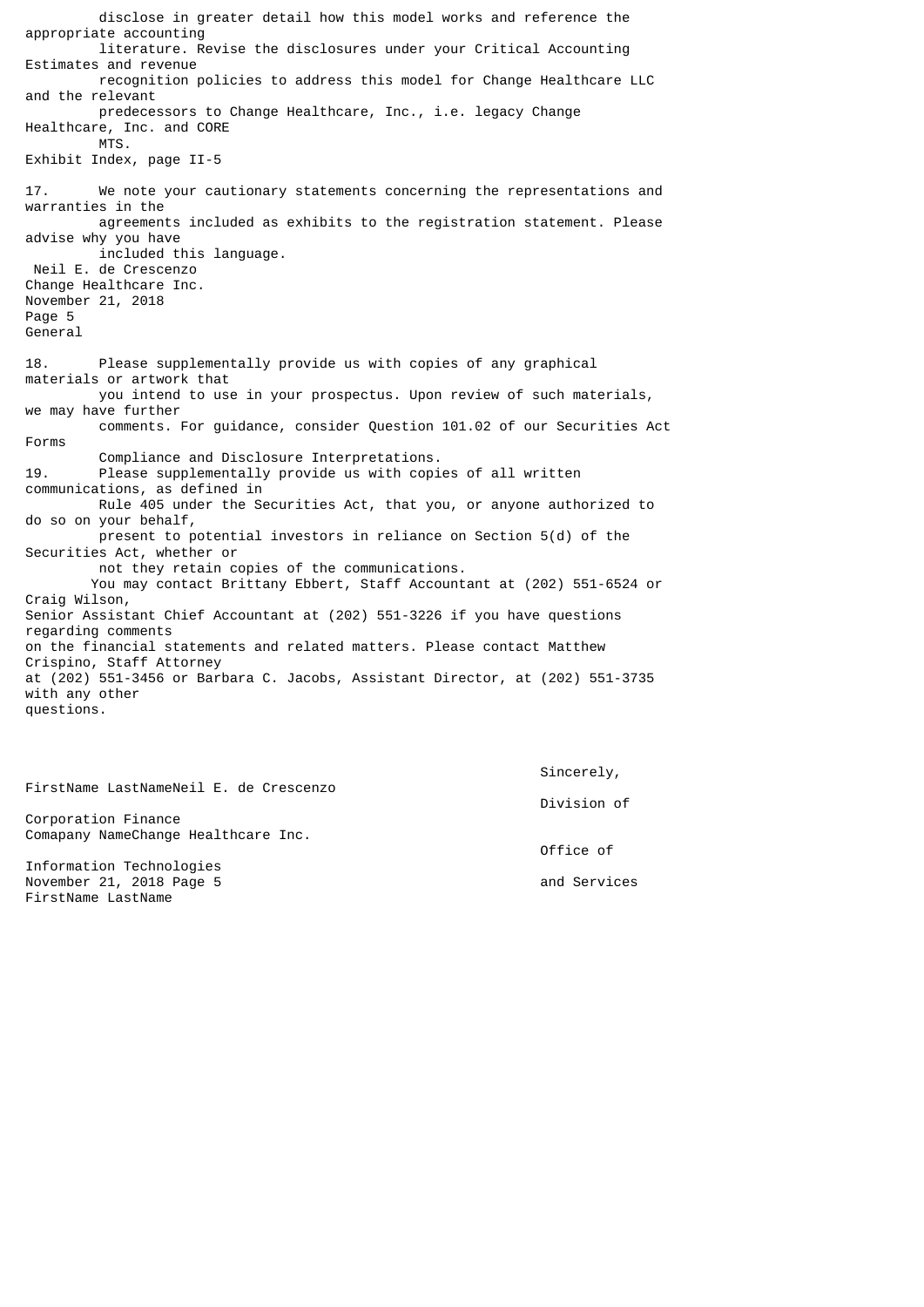disclose in greater detail how this model works and reference the appropriate accounting literature. Revise the disclosures under your Critical Accounting Estimates and revenue recognition policies to address this model for Change Healthcare LLC and the relevant predecessors to Change Healthcare, Inc., i.e. legacy Change Healthcare, Inc. and CORE MTS.

Exhibit Index, page II-5

17. We note your cautionary statements concerning the representations and warranties in the agreements included as exhibits to the registration statement. Please advise why you have included this language.

General

18. Please supplementally provide us with copies of any graphical materials or artwork that you intend to use in your prospectus. Upon review of such materials, we may have further comments. For guidance, consider Question 101.02 of our Securities Act Forms Compliance and Disclosure Interpretations.

19. Please supplementally provide us with copies of all written communications, as defined in Rule 405 under the Securities Act, that you, or anyone authorized to do so on your behalf, present to potential investors in reliance on Section 5(d) of the Securities Act, whether or not they retain copies of the communications.

You may contact Brittany Ebbert, Staff Accountant at (202) 551-6524 or Craig Wilson, Senior Assistant Chief Accountant at (202) 551-3226 if you have questions regarding comments on the financial statements and related matters. Please contact Matthew Crispino, Staff Attorney at (202) 551-3456 or Barbara C. Jacobs, Assistant Director, at (202) 551-3735 with any other questions.

Sincerely,

Division of Corporation Finance
Office of Information Technologies and Services